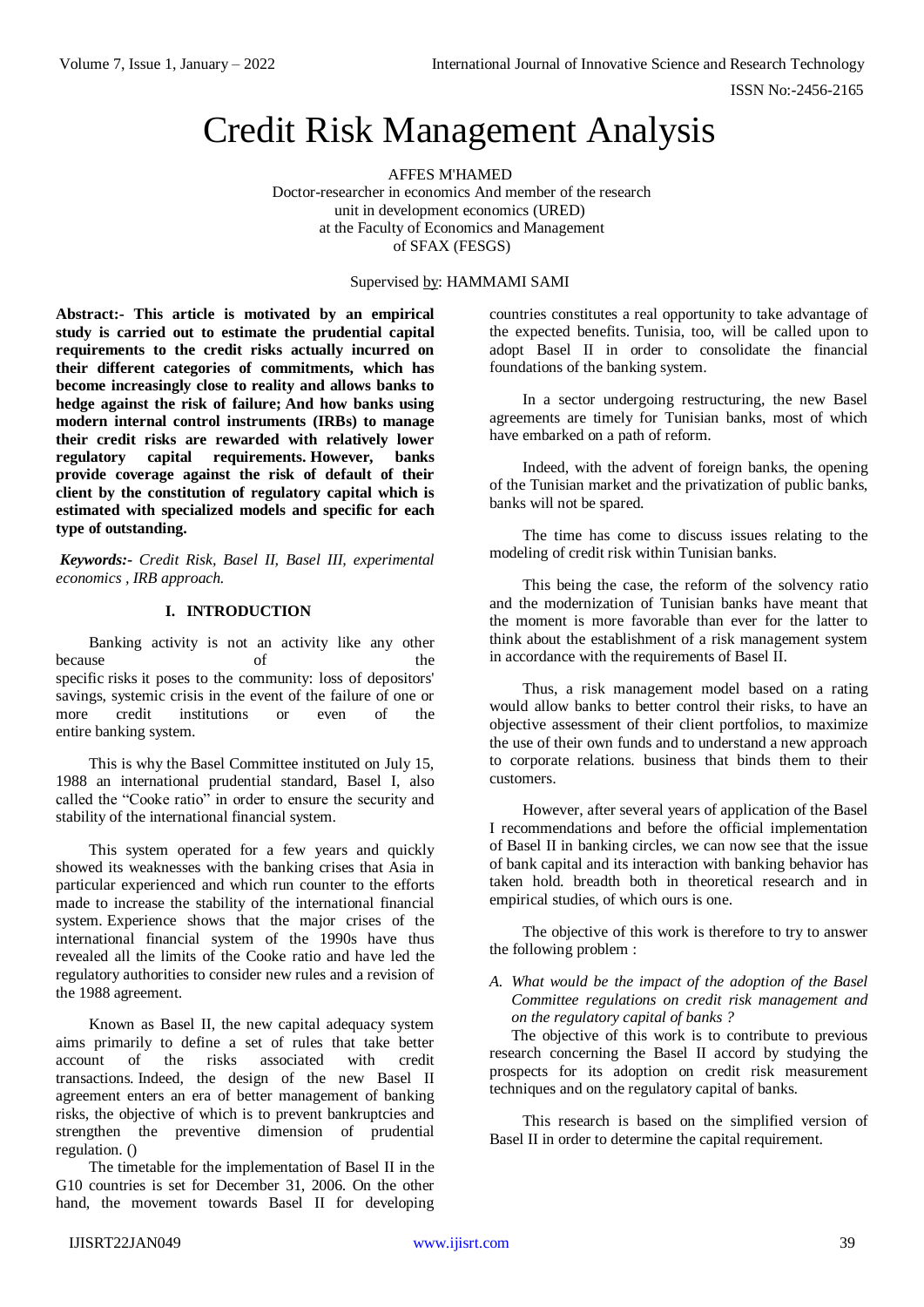# Credit Risk Management Analysis

AFFES M'HAMED
Doctor-researcher in economics And member of the research unit in development economics (URED) at the Faculty of Economics and Management of SFAX (FESGS)

Supervised by: HAMMAMI SAMI

**Abstract:- This article is motivated by an empirical study is carried out to estimate the prudential capital requirements to the credit risks actually incurred on their different categories of commitments, which has become increasingly close to reality and allows banks to hedge against the risk of failure; And how banks using modern internal control instruments (IRBs) to manage their credit risks are rewarded with relatively lower regulatory capital requirements. However, banks provide coverage against the risk of default of their client by the constitution of regulatory capital which is estimated with specialized models and specific for each type of outstanding.**

***Keywords:-*** *Credit Risk, Basel II, Basel III, experimental economics , IRB approach.*

## I. INTRODUCTION

Banking activity is not an activity like any other because of the specific risks it poses to the community: loss of depositors' savings, systemic crisis in the event of the failure of one or more credit institutions or even of the entire banking system.

This is why the Basel Committee instituted on July 15, 1988 an international prudential standard, Basel I, also called the "Cooke ratio" in order to ensure the security and stability of the international financial system.

This system operated for a few years and quickly showed its weaknesses with the banking crises that Asia in particular experienced and which run counter to the efforts made to increase the stability of the international financial system. Experience shows that the major crises of the international financial system of the 1990s have thus revealed all the limits of the Cooke ratio and have led the regulatory authorities to consider new rules and a revision of the 1988 agreement.

Known as Basel II, the new capital adequacy system aims primarily to define a set of rules that take better account of the risks associated with credit transactions. Indeed, the design of the new Basel II agreement enters an era of better management of banking risks, the objective of which is to prevent bankruptcies and strengthen the preventive dimension of prudential regulation. ()

The timetable for the implementation of Basel II in the G10 countries is set for December 31, 2006. On the other hand, the movement towards Basel II for developing countries constitutes a real opportunity to take advantage of the expected benefits. Tunisia, too, will be called upon to adopt Basel II in order to consolidate the financial foundations of the banking system.

In a sector undergoing restructuring, the new Basel agreements are timely for Tunisian banks, most of which have embarked on a path of reform.

Indeed, with the advent of foreign banks, the opening of the Tunisian market and the privatization of public banks, banks will not be spared.

The time has come to discuss issues relating to the modeling of credit risk within Tunisian banks.

This being the case, the reform of the solvency ratio and the modernization of Tunisian banks have meant that the moment is more favorable than ever for the latter to think about the establishment of a risk management system in accordance with the requirements of Basel II.

Thus, a risk management model based on a rating would allow banks to better control their risks, to have an objective assessment of their client portfolios, to maximize the use of their own funds and to understand a new approach to corporate relations. business that binds them to their customers.

However, after several years of application of the Basel I recommendations and before the official implementation of Basel II in banking circles, we can now see that the issue of bank capital and its interaction with banking behavior has taken hold. breadth both in theoretical research and in empirical studies, of which ours is one.

The objective of this work is therefore to try to answer the following problem :

*A. What would be the impact of the adoption of the Basel Committee regulations on credit risk management and on the regulatory capital of banks ?*

The objective of this work is to contribute to previous research concerning the Basel II accord by studying the prospects for its adoption on credit risk measurement techniques and on the regulatory capital of banks.

This research is based on the simplified version of Basel II in order to determine the capital requirement.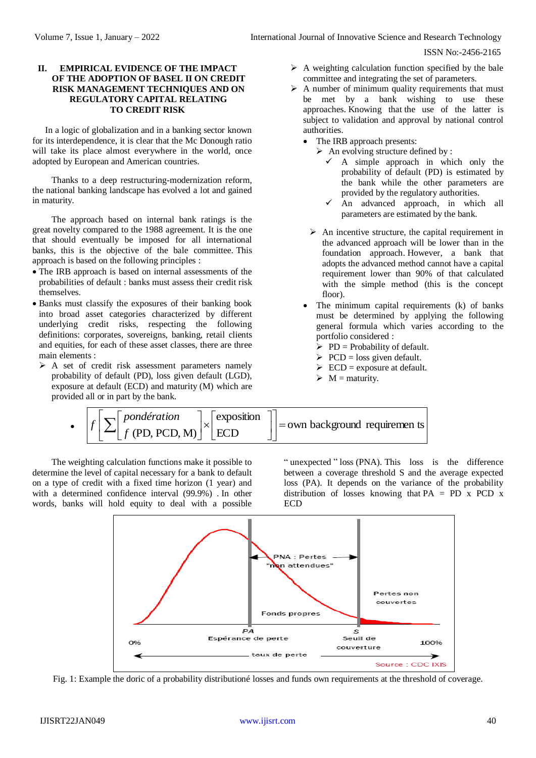## II. EMPIRICAL EVIDENCE OF THE IMPACT OF THE ADOPTION OF BASEL II ON CREDIT RISK MANAGEMENT TECHNIQUES AND ON REGULATORY CAPITAL RELATING TO CREDIT RISK

In a logic of globalization and in a banking sector known for its interdependence, it is clear that the Mc Donough ratio will take its place almost everywhere in the world, once adopted by European and American countries.

Thanks to a deep restructuring-modernization reform, the national banking landscape has evolved a lot and gained in maturity.

The approach based on internal bank ratings is the great novelty compared to the 1988 agreement. It is the one that should eventually be imposed for all international banks, this is the objective of the bale committee. This approach is based on the following principles :

- The IRB approach is based on internal assessments of the probabilities of default : banks must assess their credit risk themselves.
- Banks must classify the exposures of their banking book into broad asset categories characterized by different underlying credit risks, respecting the following definitions: corporates, sovereigns, banking, retail clients and equities, for each of these asset classes, there are three main elements :
  - A set of credit risk assessment parameters namely probability of default (PD), loss given default (LGD), exposure at default (ECD) and maturity (M) which are provided all or in part by the bank.
  - A weighting calculation function specified by the bale committee and integrating the set of parameters.
  - A number of minimum quality requirements that must be met by a bank wishing to use these approaches. Knowing that the use of the latter is subject to validation and approval by national control authorities.
- The IRB approach presents:
  - An evolving structure defined by :
    - ✓ A simple approach in which only the probability of default (PD) is estimated by the bank while the other parameters are provided by the regulatory authorities.
    - ✓ An advanced approach, in which all parameters are estimated by the bank.
  - An incentive structure, the capital requirement in the advanced approach will be lower than in the foundation approach. However, a bank that adopts the advanced method cannot have a capital requirement lower than 90% of that calculated with the simple method (this is the concept floor).
- The minimum capital requirements (k) of banks must be determined by applying the following general formula which varies according to the portfolio considered :
  - PD = Probability of default.
  - PCD = loss given default.
  - ECD = exposure at default.
  - M = maturity.

- $$f\left[\sum\left[\begin{array}{l}\textit{pondération}\\ f\ (\text{PD, PCD, M})\end{array}\right]\times\left[\begin{array}{l}\text{exposition}\\ \text{ECD}\end{array}\right]\right] = \text{own background requiremen ts}$$

The weighting calculation functions make it possible to determine the level of capital necessary for a bank to default on a type of credit with a fixed time horizon (1 year) and with a determined confidence interval (99.9%) . In other words, banks will hold equity to deal with a possible " unexpected " loss (PNA). This loss is the difference between a coverage threshold S and the average expected loss (PA). It depends on the variance of the probability distribution of losses knowing that PA = PD x PCD x ECD

Fig. 1: Example the doric of a probability distributioné losses and funds own requirements at the threshold of coverage.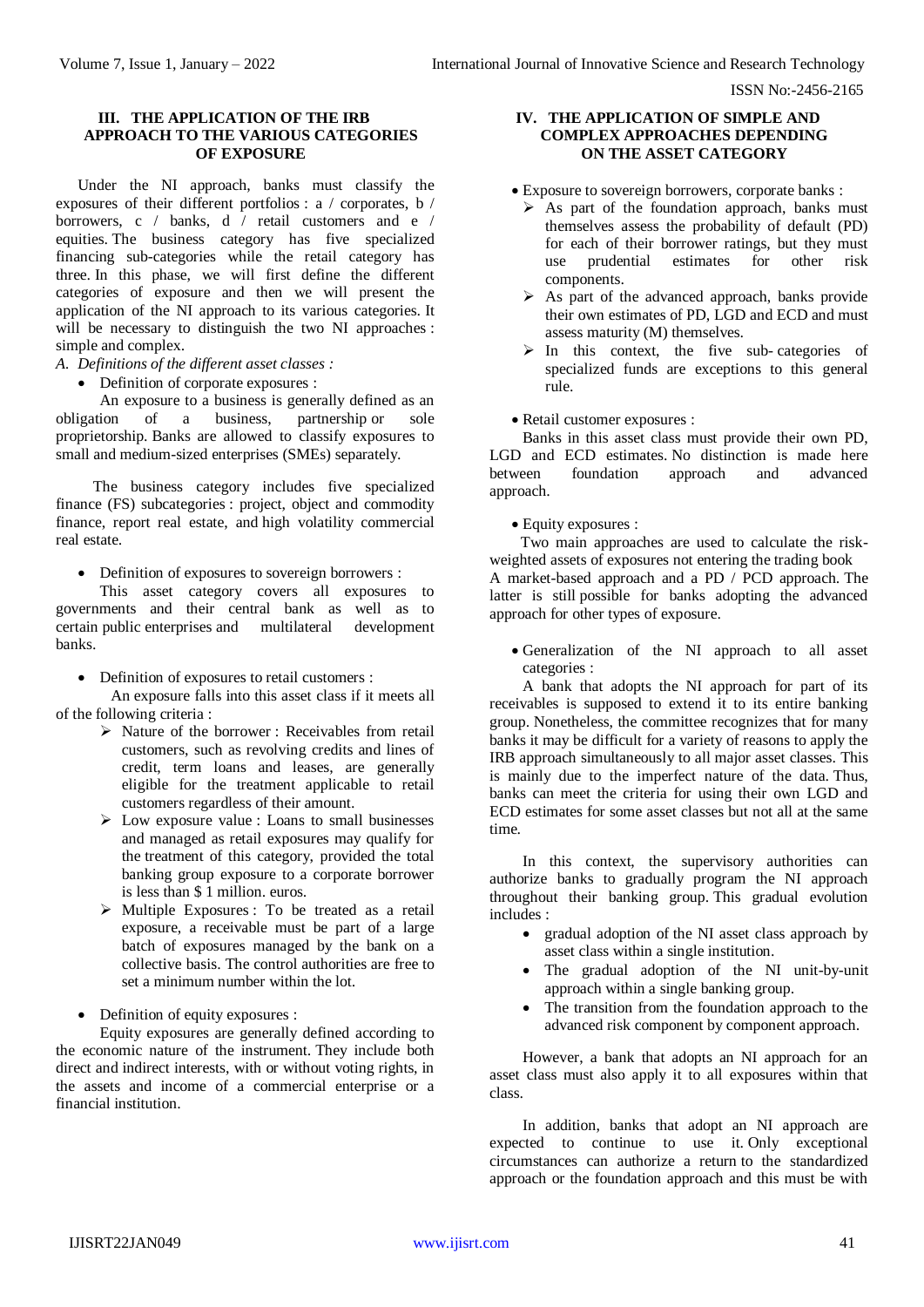## III. THE APPLICATION OF THE IRB APPROACH TO THE VARIOUS CATEGORIES OF EXPOSURE

Under the NI approach, banks must classify the exposures of their different portfolios : a / corporates, b / borrowers, c / banks, d / retail customers and e / equities. The business category has five specialized financing sub-categories while the retail category has three. In this phase, we will first define the different categories of exposure and then we will present the application of the NI approach to its various categories. It will be necessary to distinguish the two NI approaches : simple and complex.

*A. Definitions of the different asset classes :*

- Definition of corporate exposures :

An exposure to a business is generally defined as an obligation of a business, partnership or sole proprietorship. Banks are allowed to classify exposures to small and medium-sized enterprises (SMEs) separately.

The business category includes five specialized finance (FS) subcategories : project, object and commodity finance, report real estate, and high volatility commercial real estate.

- Definition of exposures to sovereign borrowers :

This asset category covers all exposures to governments and their central bank as well as to certain public enterprises and multilateral development banks.

- Definition of exposures to retail customers :

An exposure falls into this asset class if it meets all of the following criteria :

- Nature of the borrower : Receivables from retail customers, such as revolving credits and lines of credit, term loans and leases, are generally eligible for the treatment applicable to retail customers regardless of their amount.
- Low exposure value : Loans to small businesses and managed as retail exposures may qualify for the treatment of this category, provided the total banking group exposure to a corporate borrower is less than $ 1 million. euros.
- Multiple Exposures : To be treated as a retail exposure, a receivable must be part of a large batch of exposures managed by the bank on a collective basis. The control authorities are free to set a minimum number within the lot.

- Definition of equity exposures :

Equity exposures are generally defined according to the economic nature of the instrument. They include both direct and indirect interests, with or without voting rights, in the assets and income of a commercial enterprise or a financial institution.

## IV. THE APPLICATION OF SIMPLE AND COMPLEX APPROACHES DEPENDING ON THE ASSET CATEGORY

- Exposure to sovereign borrowers, corporate banks :
  - As part of the foundation approach, banks must themselves assess the probability of default (PD) for each of their borrower ratings, but they must use prudential estimates for other risk components.
  - As part of the advanced approach, banks provide their own estimates of PD, LGD and ECD and must assess maturity (M) themselves.
  - In this context, the five sub- categories of specialized funds are exceptions to this general rule.

- Retail customer exposures :

Banks in this asset class must provide their own PD, LGD and ECD estimates. No distinction is made here between foundation approach and advanced approach.

- Equity exposures :

Two main approaches are used to calculate the risk-weighted assets of exposures not entering the trading book A market-based approach and a PD / PCD approach. The latter is still possible for banks adopting the advanced approach for other types of exposure.

- Generalization of the NI approach to all asset categories :

A bank that adopts the NI approach for part of its receivables is supposed to extend it to its entire banking group. Nonetheless, the committee recognizes that for many banks it may be difficult for a variety of reasons to apply the IRB approach simultaneously to all major asset classes. This is mainly due to the imperfect nature of the data. Thus, banks can meet the criteria for using their own LGD and ECD estimates for some asset classes but not all at the same time.

In this context, the supervisory authorities can authorize banks to gradually program the NI approach throughout their banking group. This gradual evolution includes :

- gradual adoption of the NI asset class approach by asset class within a single institution.
- The gradual adoption of the NI unit-by-unit approach within a single banking group.
- The transition from the foundation approach to the advanced risk component by component approach.

However, a bank that adopts an NI approach for an asset class must also apply it to all exposures within that class.

In addition, banks that adopt an NI approach are expected to continue to use it. Only exceptional circumstances can authorize a return to the standardized approach or the foundation approach and this must be with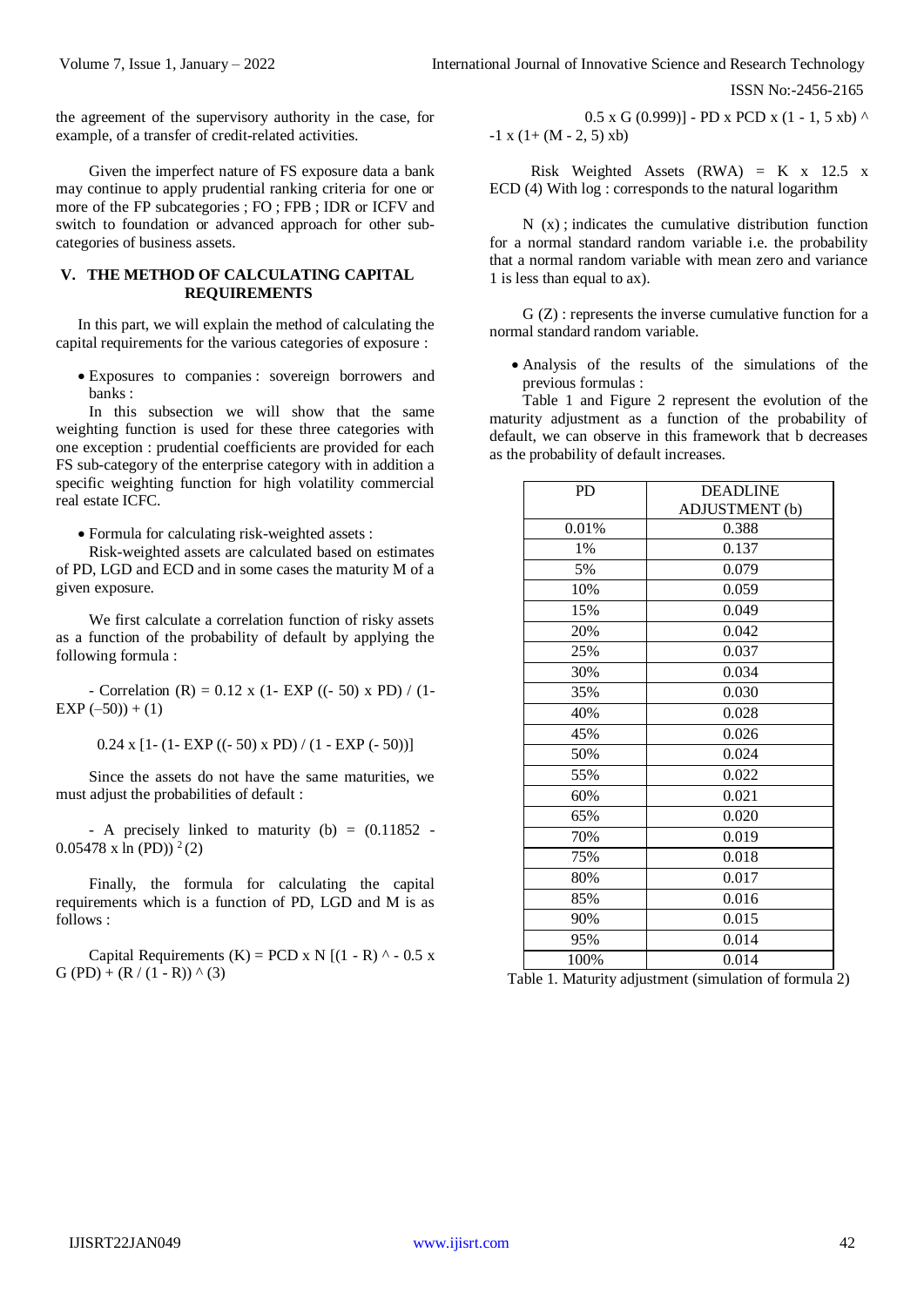the agreement of the supervisory authority in the case, for example, of a transfer of credit-related activities.

Given the imperfect nature of FS exposure data a bank may continue to apply prudential ranking criteria for one or more of the FP subcategories ; FO ; FPB ; IDR or ICFV and switch to foundation or advanced approach for other sub-categories of business assets.

## V. THE METHOD OF CALCULATING CAPITAL REQUIREMENTS

In this part, we will explain the method of calculating the capital requirements for the various categories of exposure :

- Exposures to companies : sovereign borrowers and banks :

In this subsection we will show that the same weighting function is used for these three categories with one exception : prudential coefficients are provided for each FS sub-category of the enterprise category with in addition a specific weighting function for high volatility commercial real estate ICFC.

- Formula for calculating risk-weighted assets :

Risk-weighted assets are calculated based on estimates of PD, LGD and ECD and in some cases the maturity M of a given exposure.

We first calculate a correlation function of risky assets as a function of the probability of default by applying the following formula :

- Correlation (R) = 0.12 x (1- EXP ((- 50) x PD) / (1- EXP (–50)) + (1)

0.24 x [1- (1- EXP ((- 50) x PD) / (1 - EXP (- 50))]

Since the assets do not have the same maturities, we must adjust the probabilities of default :

- A precisely linked to maturity (b) = $(0.11852 - 0.05478 \times \ln(PD))^2$ (2)

Finally, the formula for calculating the capital requirements which is a function of PD, LGD and M is as follows :

Capital Requirements (K) = PCD x N [(1 - R) ^ - 0.5 x G (PD) + (R / (1 - R)) ^ (3)

0.5 x G (0.999)] - PD x PCD x (1 - 1, 5 xb) ^ -1 x (1+ (M - 2, 5) xb)

Risk Weighted Assets (RWA) = K x 12.5 x ECD (4) With log : corresponds to the natural logarithm

N (x) ; indicates the cumulative distribution function for a normal standard random variable i.e. the probability that a normal random variable with mean zero and variance 1 is less than equal to ax).

G (Z) : represents the inverse cumulative function for a normal standard random variable.

- Analysis of the results of the simulations of the previous formulas :

Table 1 and Figure 2 represent the evolution of the maturity adjustment as a function of the probability of default, we can observe in this framework that b decreases as the probability of default increases.

| PD | DEADLINE ADJUSTMENT (b) |
|---|---|
| 0.01% | 0.388 |
| 1% | 0.137 |
| 5% | 0.079 |
| 10% | 0.059 |
| 15% | 0.049 |
| 20% | 0.042 |
| 25% | 0.037 |
| 30% | 0.034 |
| 35% | 0.030 |
| 40% | 0.028 |
| 45% | 0.026 |
| 50% | 0.024 |
| 55% | 0.022 |
| 60% | 0.021 |
| 65% | 0.020 |
| 70% | 0.019 |
| 75% | 0.018 |
| 80% | 0.017 |
| 85% | 0.016 |
| 90% | 0.015 |
| 95% | 0.014 |
| 100% | 0.014 |

Table 1. Maturity adjustment (simulation of formula 2)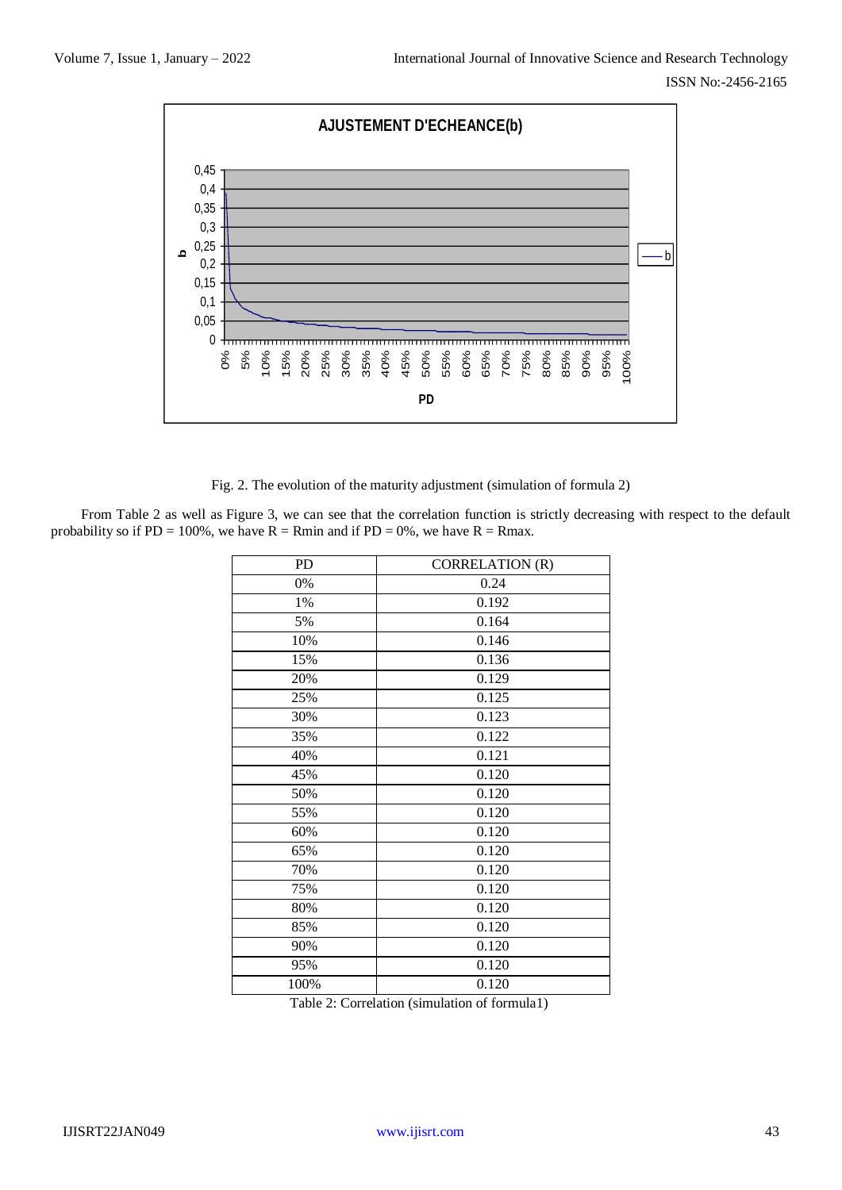Fig. 2. The evolution of the maturity adjustment (simulation of formula 2)

From Table 2 as well as Figure 3, we can see that the correlation function is strictly decreasing with respect to the default probability so if PD = 100%, we have R = Rmin and if PD = 0%, we have R = Rmax.

| PD | CORRELATION (R) |
|---|---|
| 0% | 0.24 |
| 1% | 0.192 |
| 5% | 0.164 |
| 10% | 0.146 |
| 15% | 0.136 |
| 20% | 0.129 |
| 25% | 0.125 |
| 30% | 0.123 |
| 35% | 0.122 |
| 40% | 0.121 |
| 45% | 0.120 |
| 50% | 0.120 |
| 55% | 0.120 |
| 60% | 0.120 |
| 65% | 0.120 |
| 70% | 0.120 |
| 75% | 0.120 |
| 80% | 0.120 |
| 85% | 0.120 |
| 90% | 0.120 |
| 95% | 0.120 |
| 100% | 0.120 |

Table 2: Correlation (simulation of formula1)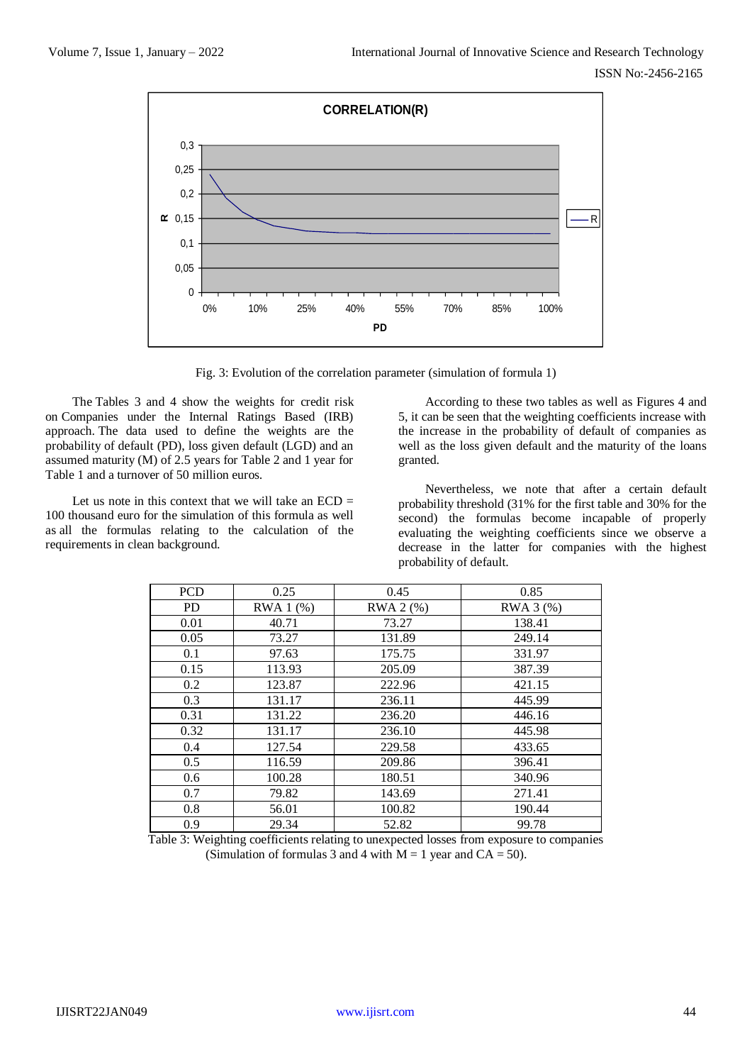Fig. 3: Evolution of the correlation parameter (simulation of formula 1)

The Tables 3 and 4 show the weights for credit risk on Companies under the Internal Ratings Based (IRB) approach. The data used to define the weights are the probability of default (PD), loss given default (LGD) and an assumed maturity (M) of 2.5 years for Table 2 and 1 year for Table 1 and a turnover of 50 million euros.

Let us note in this context that we will take an ECD = 100 thousand euro for the simulation of this formula as well as all the formulas relating to the calculation of the requirements in clean background.

According to these two tables as well as Figures 4 and 5, it can be seen that the weighting coefficients increase with the increase in the probability of default of companies as well as the loss given default and the maturity of the loans granted.

Nevertheless, we note that after a certain default probability threshold (31% for the first table and 30% for the second) the formulas become incapable of properly evaluating the weighting coefficients since we observe a decrease in the latter for companies with the highest probability of default.

| PCD | 0.25 | 0.45 | 0.85 |
|---|---|---|---|
| PD | RWA 1 (%) | RWA 2 (%) | RWA 3 (%) |
| 0.01 | 40.71 | 73.27 | 138.41 |
| 0.05 | 73.27 | 131.89 | 249.14 |
| 0.1 | 97.63 | 175.75 | 331.97 |
| 0.15 | 113.93 | 205.09 | 387.39 |
| 0.2 | 123.87 | 222.96 | 421.15 |
| 0.3 | 131.17 | 236.11 | 445.99 |
| 0.31 | 131.22 | 236.20 | 446.16 |
| 0.32 | 131.17 | 236.10 | 445.98 |
| 0.4 | 127.54 | 229.58 | 433.65 |
| 0.5 | 116.59 | 209.86 | 396.41 |
| 0.6 | 100.28 | 180.51 | 340.96 |
| 0.7 | 79.82 | 143.69 | 271.41 |
| 0.8 | 56.01 | 100.82 | 190.44 |
| 0.9 | 29.34 | 52.82 | 99.78 |

Table 3: Weighting coefficients relating to unexpected losses from exposure to companies (Simulation of formulas 3 and 4 with M = 1 year and CA = 50).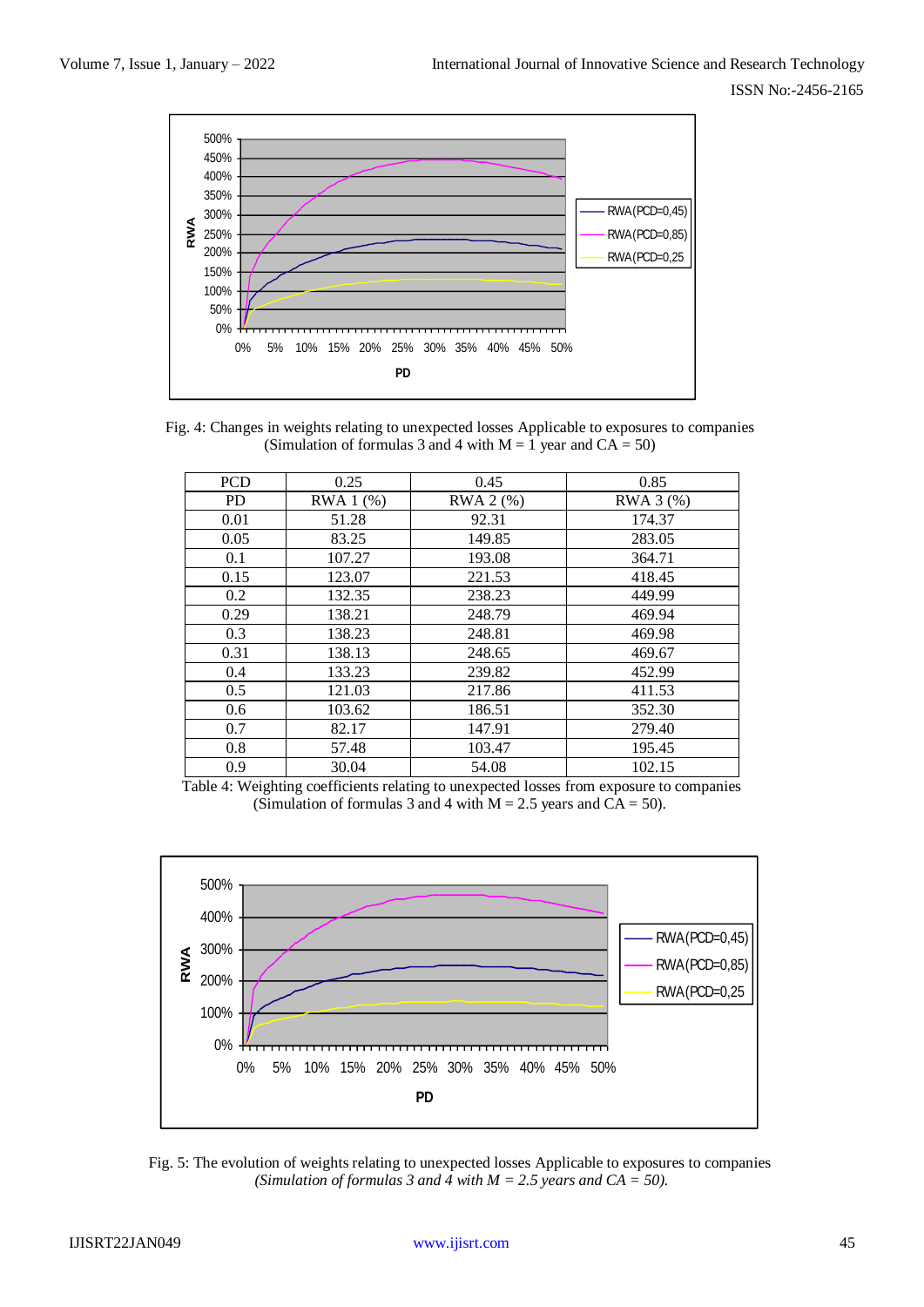Fig. 4: Changes in weights relating to unexpected losses Applicable to exposures to companies (Simulation of formulas 3 and 4 with M = 1 year and CA = 50)

| PCD | 0.25 | 0.45 | 0.85 |
|---|---|---|---|
| PD | RWA 1 (%) | RWA 2 (%) | RWA 3 (%) |
| 0.01 | 51.28 | 92.31 | 174.37 |
| 0.05 | 83.25 | 149.85 | 283.05 |
| 0.1 | 107.27 | 193.08 | 364.71 |
| 0.15 | 123.07 | 221.53 | 418.45 |
| 0.2 | 132.35 | 238.23 | 449.99 |
| 0.29 | 138.21 | 248.79 | 469.94 |
| 0.3 | 138.23 | 248.81 | 469.98 |
| 0.31 | 138.13 | 248.65 | 469.67 |
| 0.4 | 133.23 | 239.82 | 452.99 |
| 0.5 | 121.03 | 217.86 | 411.53 |
| 0.6 | 103.62 | 186.51 | 352.30 |
| 0.7 | 82.17 | 147.91 | 279.40 |
| 0.8 | 57.48 | 103.47 | 195.45 |
| 0.9 | 30.04 | 54.08 | 102.15 |

Table 4: Weighting coefficients relating to unexpected losses from exposure to companies (Simulation of formulas 3 and 4 with M = 2.5 years and CA = 50).

Fig. 5: The evolution of weights relating to unexpected losses Applicable to exposures to companies *(Simulation of formulas 3 and 4 with M = 2.5 years and CA = 50).*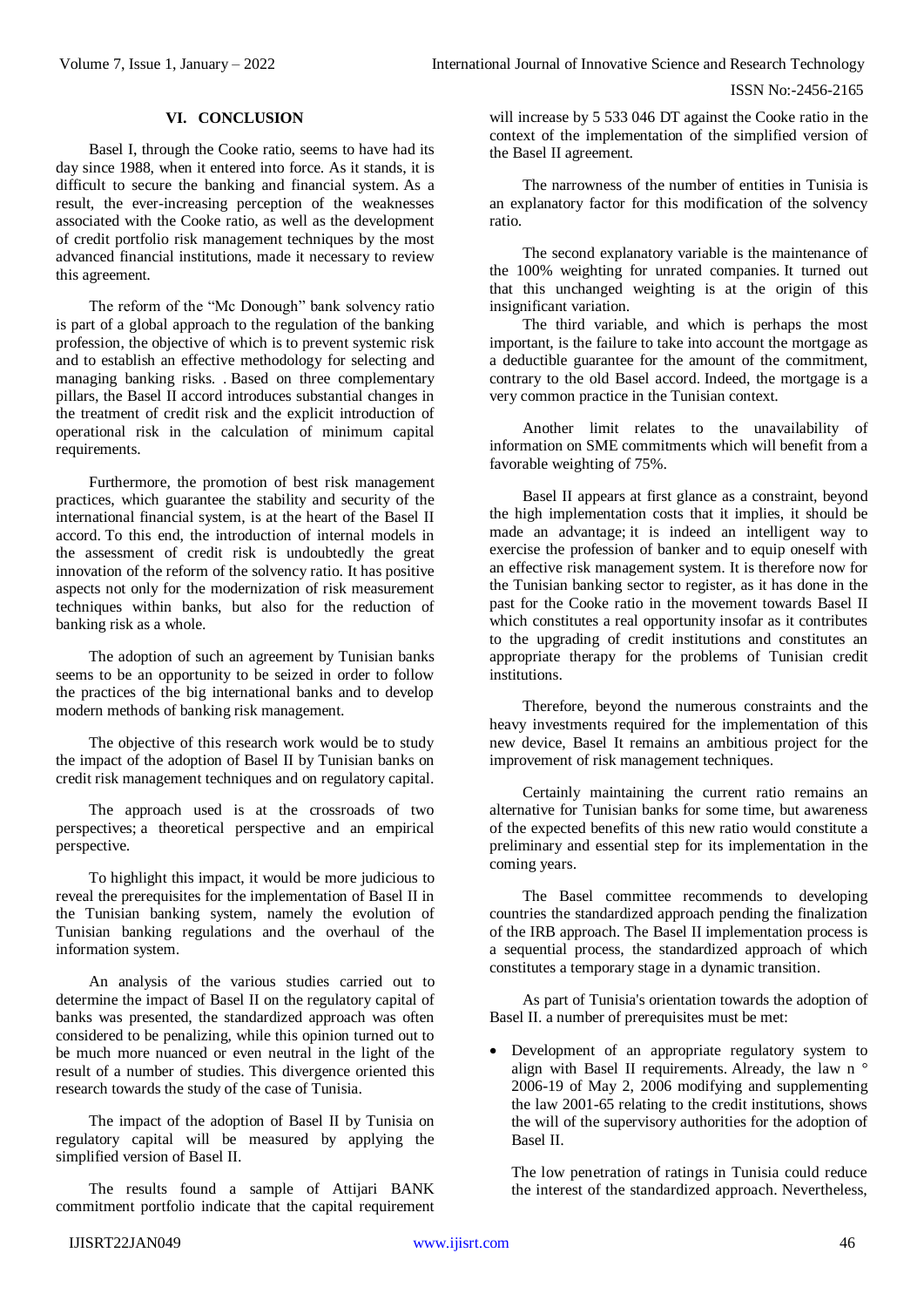## VI. CONCLUSION

Basel I, through the Cooke ratio, seems to have had its day since 1988, when it entered into force. As it stands, it is difficult to secure the banking and financial system. As a result, the ever-increasing perception of the weaknesses associated with the Cooke ratio, as well as the development of credit portfolio risk management techniques by the most advanced financial institutions, made it necessary to review this agreement.

The reform of the "Mc Donough" bank solvency ratio is part of a global approach to the regulation of the banking profession, the objective of which is to prevent systemic risk and to establish an effective methodology for selecting and managing banking risks. . Based on three complementary pillars, the Basel II accord introduces substantial changes in the treatment of credit risk and the explicit introduction of operational risk in the calculation of minimum capital requirements.

Furthermore, the promotion of best risk management practices, which guarantee the stability and security of the international financial system, is at the heart of the Basel II accord. To this end, the introduction of internal models in the assessment of credit risk is undoubtedly the great innovation of the reform of the solvency ratio. It has positive aspects not only for the modernization of risk measurement techniques within banks, but also for the reduction of banking risk as a whole.

The adoption of such an agreement by Tunisian banks seems to be an opportunity to be seized in order to follow the practices of the big international banks and to develop modern methods of banking risk management.

The objective of this research work would be to study the impact of the adoption of Basel II by Tunisian banks on credit risk management techniques and on regulatory capital.

The approach used is at the crossroads of two perspectives; a theoretical perspective and an empirical perspective.

To highlight this impact, it would be more judicious to reveal the prerequisites for the implementation of Basel II in the Tunisian banking system, namely the evolution of Tunisian banking regulations and the overhaul of the information system.

An analysis of the various studies carried out to determine the impact of Basel II on the regulatory capital of banks was presented, the standardized approach was often considered to be penalizing, while this opinion turned out to be much more nuanced or even neutral in the light of the result of a number of studies. This divergence oriented this research towards the study of the case of Tunisia.

The impact of the adoption of Basel II by Tunisia on regulatory capital will be measured by applying the simplified version of Basel II.

The results found a sample of Attijari BANK commitment portfolio indicate that the capital requirement will increase by 5 533 046 DT against the Cooke ratio in the context of the implementation of the simplified version of the Basel II agreement.

The narrowness of the number of entities in Tunisia is an explanatory factor for this modification of the solvency ratio.

The second explanatory variable is the maintenance of the 100% weighting for unrated companies. It turned out that this unchanged weighting is at the origin of this insignificant variation.

The third variable, and which is perhaps the most important, is the failure to take into account the mortgage as a deductible guarantee for the amount of the commitment, contrary to the old Basel accord. Indeed, the mortgage is a very common practice in the Tunisian context.

Another limit relates to the unavailability of information on SME commitments which will benefit from a favorable weighting of 75%.

Basel II appears at first glance as a constraint, beyond the high implementation costs that it implies, it should be made an advantage; it is indeed an intelligent way to exercise the profession of banker and to equip oneself with an effective risk management system. It is therefore now for the Tunisian banking sector to register, as it has done in the past for the Cooke ratio in the movement towards Basel II which constitutes a real opportunity insofar as it contributes to the upgrading of credit institutions and constitutes an appropriate therapy for the problems of Tunisian credit institutions.

Therefore, beyond the numerous constraints and the heavy investments required for the implementation of this new device, Basel It remains an ambitious project for the improvement of risk management techniques.

Certainly maintaining the current ratio remains an alternative for Tunisian banks for some time, but awareness of the expected benefits of this new ratio would constitute a preliminary and essential step for its implementation in the coming years.

The Basel committee recommends to developing countries the standardized approach pending the finalization of the IRB approach. The Basel II implementation process is a sequential process, the standardized approach of which constitutes a temporary stage in a dynamic transition.

As part of Tunisia's orientation towards the adoption of Basel II. a number of prerequisites must be met:

- Development of an appropriate regulatory system to align with Basel II requirements. Already, the law n ° 2006-19 of May 2, 2006 modifying and supplementing the law 2001-65 relating to the credit institutions, shows the will of the supervisory authorities for the adoption of Basel II.

  The low penetration of ratings in Tunisia could reduce the interest of the standardized approach. Nevertheless,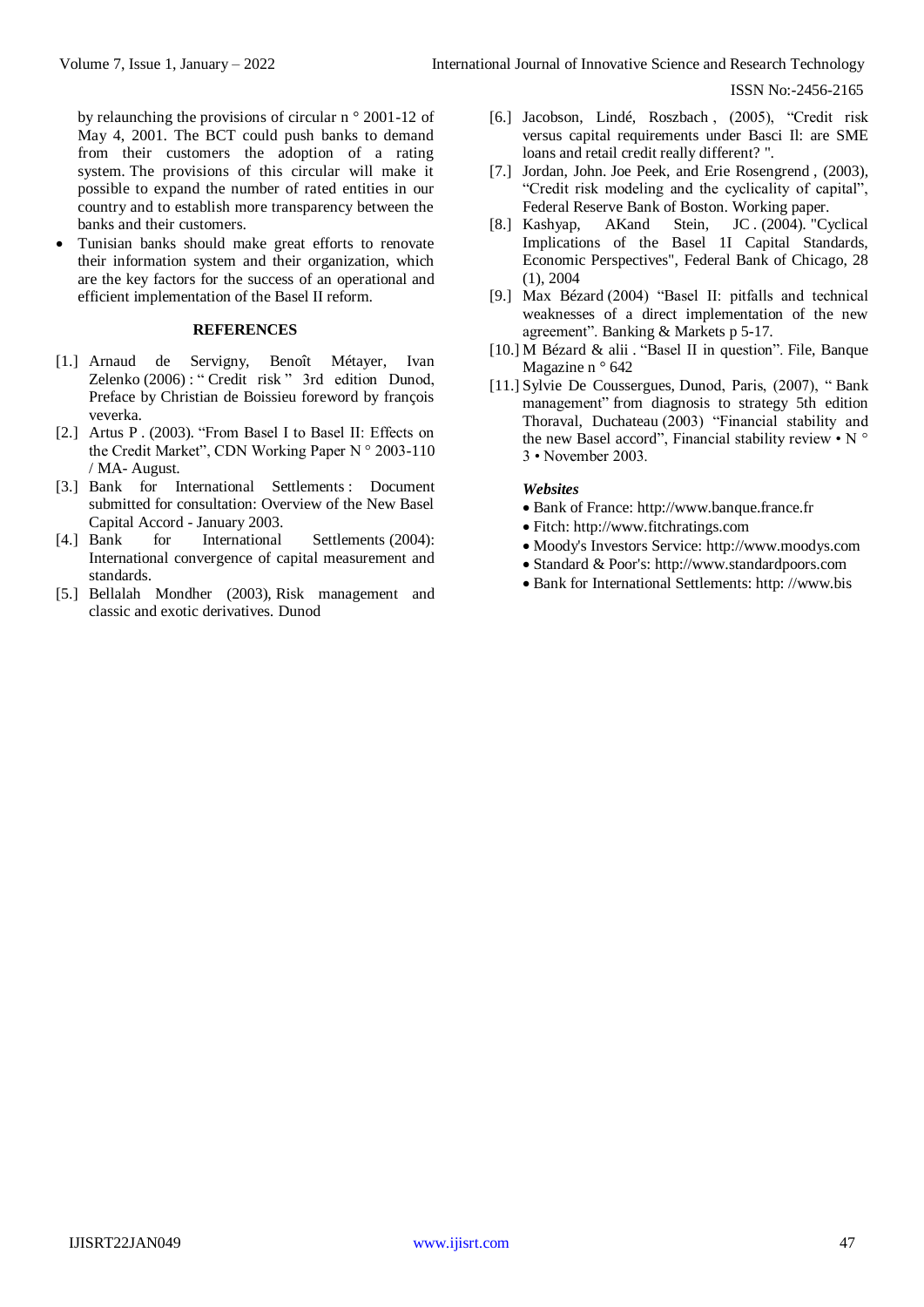by relaunching the provisions of circular n ° 2001-12 of May 4, 2001. The BCT could push banks to demand from their customers the adoption of a rating system. The provisions of this circular will make it possible to expand the number of rated entities in our country and to establish more transparency between the banks and their customers.

- Tunisian banks should make great efforts to renovate their information system and their organization, which are the key factors for the success of an operational and efficient implementation of the Basel II reform.

## REFERENCES

[1.] Arnaud de Servigny, Benoît Métayer, Ivan Zelenko (2006) : " Credit risk " 3rd edition Dunod, Preface by Christian de Boissieu foreword by françois veverka.

[2.] Artus P . (2003). "From Basel I to Basel II: Effects on the Credit Market", CDN Working Paper N ° 2003-110 / MA- August.

[3.] Bank for International Settlements : Document submitted for consultation: Overview of the New Basel Capital Accord - January 2003.

[4.] Bank for International Settlements (2004): International convergence of capital measurement and standards.

[5.] Bellalah Mondher (2003), Risk management and classic and exotic derivatives. Dunod

[6.] Jacobson, Lindé, Roszbach , (2005), "Credit risk versus capital requirements under Basci Il: are SME loans and retail credit really different? ".

[7.] Jordan, John. Joe Peek, and Erie Rosengrend , (2003), "Credit risk modeling and the cyclicality of capital", Federal Reserve Bank of Boston. Working paper.

[8.] Kashyap, AKand Stein, JC . (2004). "Cyclical Implications of the Basel 1I Capital Standards, Economic Perspectives", Federal Bank of Chicago, 28 (1), 2004

[9.] Max Bézard (2004) "Basel II: pitfalls and technical weaknesses of a direct implementation of the new agreement". Banking & Markets p 5-17.

[10.] M Bézard & alii . "Basel II in question". File, Banque Magazine n ° 642

[11.] Sylvie De Coussergues, Dunod, Paris, (2007), " Bank management" from diagnosis to strategy 5th edition Thoraval, Duchateau (2003) "Financial stability and the new Basel accord", Financial stability review • N ° 3 • November 2003.

### *Websites*

- Bank of France: http://www.banque.france.fr
- Fitch: http://www.fitchratings.com
- Moody's Investors Service: http://www.moodys.com
- Standard & Poor's: http://www.standardpoors.com
- Bank for International Settlements: http: //www.bis